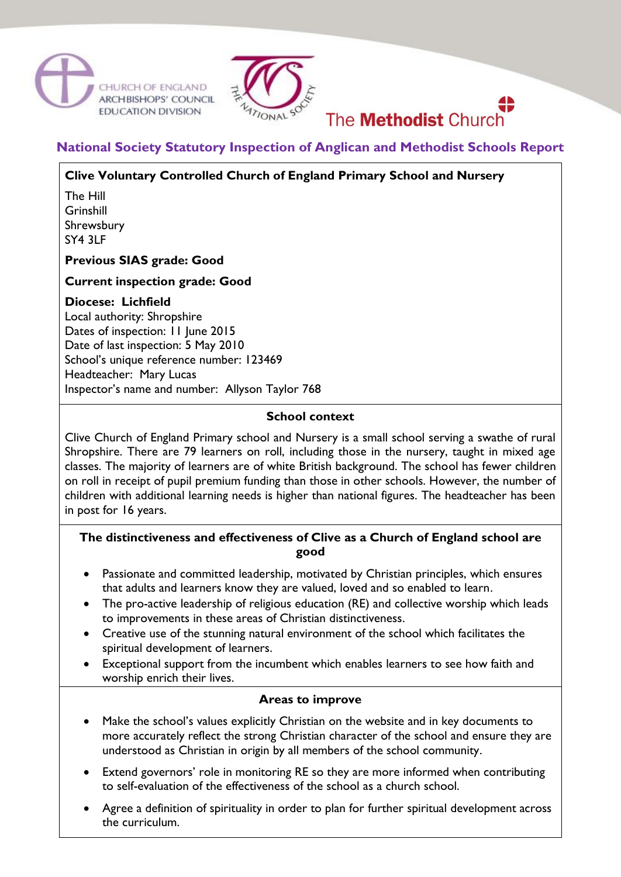CHURCH OF ENGLAND
ARCHBISHOPS' COUNCIL
EDUCATION DIVISION

THE NATIONAL SOCIETY

The **Methodist** Church

## National Society Statutory Inspection of Anglican and Methodist Schools Report

**Clive Voluntary Controlled Church of England Primary School and Nursery**

The Hill
Grinshill
Shrewsbury
SY4 3LF

**Previous SIAS grade: Good**

**Current inspection grade: Good**

**Diocese: Lichfield**
Local authority: Shropshire
Dates of inspection: 11 June 2015
Date of last inspection: 5 May 2010
School's unique reference number: 123469
Headteacher: Mary Lucas
Inspector's name and number: Allyson Taylor 768

### School context

Clive Church of England Primary school and Nursery is a small school serving a swathe of rural Shropshire. There are 79 learners on roll, including those in the nursery, taught in mixed age classes. The majority of learners are of white British background. The school has fewer children on roll in receipt of pupil premium funding than those in other schools. However, the number of children with additional learning needs is higher than national figures. The headteacher has been in post for 16 years.

### The distinctiveness and effectiveness of Clive as a Church of England school are good

- Passionate and committed leadership, motivated by Christian principles, which ensures that adults and learners know they are valued, loved and so enabled to learn.
- The pro-active leadership of religious education (RE) and collective worship which leads to improvements in these areas of Christian distinctiveness.
- Creative use of the stunning natural environment of the school which facilitates the spiritual development of learners.
- Exceptional support from the incumbent which enables learners to see how faith and worship enrich their lives.

### Areas to improve

- Make the school's values explicitly Christian on the website and in key documents to more accurately reflect the strong Christian character of the school and ensure they are understood as Christian in origin by all members of the school community.
- Extend governors' role in monitoring RE so they are more informed when contributing to self-evaluation of the effectiveness of the school as a church school.
- Agree a definition of spirituality in order to plan for further spiritual development across the curriculum.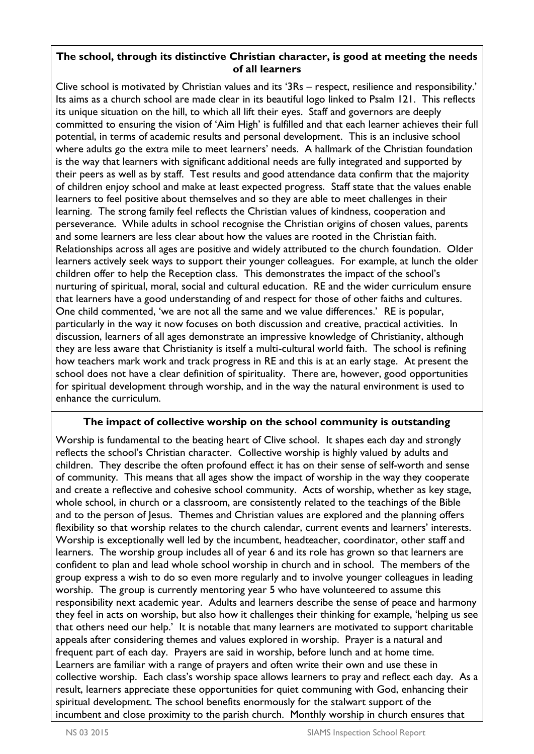### The school, through its distinctive Christian character, is good at meeting the needs of all learners

Clive school is motivated by Christian values and its '3Rs – respect, resilience and responsibility.' Its aims as a church school are made clear in its beautiful logo linked to Psalm 121. This reflects its unique situation on the hill, to which all lift their eyes. Staff and governors are deeply committed to ensuring the vision of 'Aim High' is fulfilled and that each learner achieves their full potential, in terms of academic results and personal development. This is an inclusive school where adults go the extra mile to meet learners' needs. A hallmark of the Christian foundation is the way that learners with significant additional needs are fully integrated and supported by their peers as well as by staff. Test results and good attendance data confirm that the majority of children enjoy school and make at least expected progress. Staff state that the values enable learners to feel positive about themselves and so they are able to meet challenges in their learning. The strong family feel reflects the Christian values of kindness, cooperation and perseverance. While adults in school recognise the Christian origins of chosen values, parents and some learners are less clear about how the values are rooted in the Christian faith. Relationships across all ages are positive and widely attributed to the church foundation. Older learners actively seek ways to support their younger colleagues. For example, at lunch the older children offer to help the Reception class. This demonstrates the impact of the school's nurturing of spiritual, moral, social and cultural education. RE and the wider curriculum ensure that learners have a good understanding of and respect for those of other faiths and cultures. One child commented, 'we are not all the same and we value differences.' RE is popular, particularly in the way it now focuses on both discussion and creative, practical activities. In discussion, learners of all ages demonstrate an impressive knowledge of Christianity, although they are less aware that Christianity is itself a multi-cultural world faith. The school is refining how teachers mark work and track progress in RE and this is at an early stage. At present the school does not have a clear definition of spirituality. There are, however, good opportunities for spiritual development through worship, and in the way the natural environment is used to enhance the curriculum.

### The impact of collective worship on the school community is outstanding

Worship is fundamental to the beating heart of Clive school. It shapes each day and strongly reflects the school's Christian character. Collective worship is highly valued by adults and children. They describe the often profound effect it has on their sense of self-worth and sense of community. This means that all ages show the impact of worship in the way they cooperate and create a reflective and cohesive school community. Acts of worship, whether as key stage, whole school, in church or a classroom, are consistently related to the teachings of the Bible and to the person of Jesus. Themes and Christian values are explored and the planning offers flexibility so that worship relates to the church calendar, current events and learners' interests. Worship is exceptionally well led by the incumbent, headteacher, coordinator, other staff and learners. The worship group includes all of year 6 and its role has grown so that learners are confident to plan and lead whole school worship in church and in school. The members of the group express a wish to do so even more regularly and to involve younger colleagues in leading worship. The group is currently mentoring year 5 who have volunteered to assume this responsibility next academic year. Adults and learners describe the sense of peace and harmony they feel in acts on worship, but also how it challenges their thinking for example, 'helping us see that others need our help.' It is notable that many learners are motivated to support charitable appeals after considering themes and values explored in worship. Prayer is a natural and frequent part of each day. Prayers are said in worship, before lunch and at home time. Learners are familiar with a range of prayers and often write their own and use these in collective worship. Each class's worship space allows learners to pray and reflect each day. As a result, learners appreciate these opportunities for quiet communing with God, enhancing their spiritual development. The school benefits enormously for the stalwart support of the incumbent and close proximity to the parish church. Monthly worship in church ensures that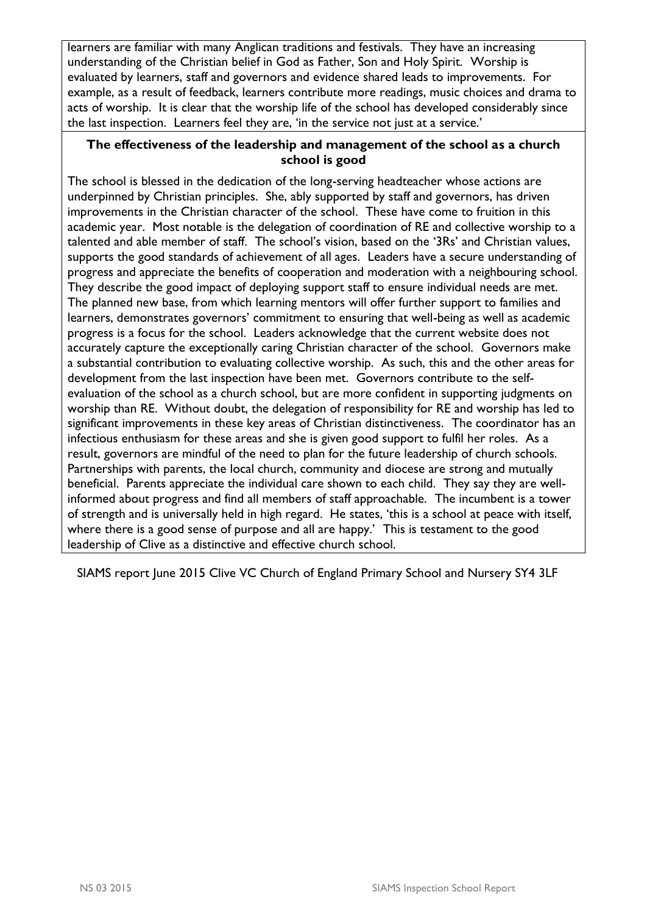learners are familiar with many Anglican traditions and festivals. They have an increasing understanding of the Christian belief in God as Father, Son and Holy Spirit. Worship is evaluated by learners, staff and governors and evidence shared leads to improvements. For example, as a result of feedback, learners contribute more readings, music choices and drama to acts of worship. It is clear that the worship life of the school has developed considerably since the last inspection. Learners feel they are, 'in the service not just at a service.'

**The effectiveness of the leadership and management of the school as a church school is good**

The school is blessed in the dedication of the long-serving headteacher whose actions are underpinned by Christian principles. She, ably supported by staff and governors, has driven improvements in the Christian character of the school. These have come to fruition in this academic year. Most notable is the delegation of coordination of RE and collective worship to a talented and able member of staff. The school's vision, based on the '3Rs' and Christian values, supports the good standards of achievement of all ages. Leaders have a secure understanding of progress and appreciate the benefits of cooperation and moderation with a neighbouring school. They describe the good impact of deploying support staff to ensure individual needs are met. The planned new base, from which learning mentors will offer further support to families and learners, demonstrates governors' commitment to ensuring that well-being as well as academic progress is a focus for the school. Leaders acknowledge that the current website does not accurately capture the exceptionally caring Christian character of the school. Governors make a substantial contribution to evaluating collective worship. As such, this and the other areas for development from the last inspection have been met. Governors contribute to the self-evaluation of the school as a church school, but are more confident in supporting judgments on worship than RE. Without doubt, the delegation of responsibility for RE and worship has led to significant improvements in these key areas of Christian distinctiveness. The coordinator has an infectious enthusiasm for these areas and she is given good support to fulfil her roles. As a result, governors are mindful of the need to plan for the future leadership of church schools. Partnerships with parents, the local church, community and diocese are strong and mutually beneficial. Parents appreciate the individual care shown to each child. They say they are well-informed about progress and find all members of staff approachable. The incumbent is a tower of strength and is universally held in high regard. He states, 'this is a school at peace with itself, where there is a good sense of purpose and all are happy.' This is testament to the good leadership of Clive as a distinctive and effective church school.

SIAMS report June 2015 Clive VC Church of England Primary School and Nursery SY4 3LF